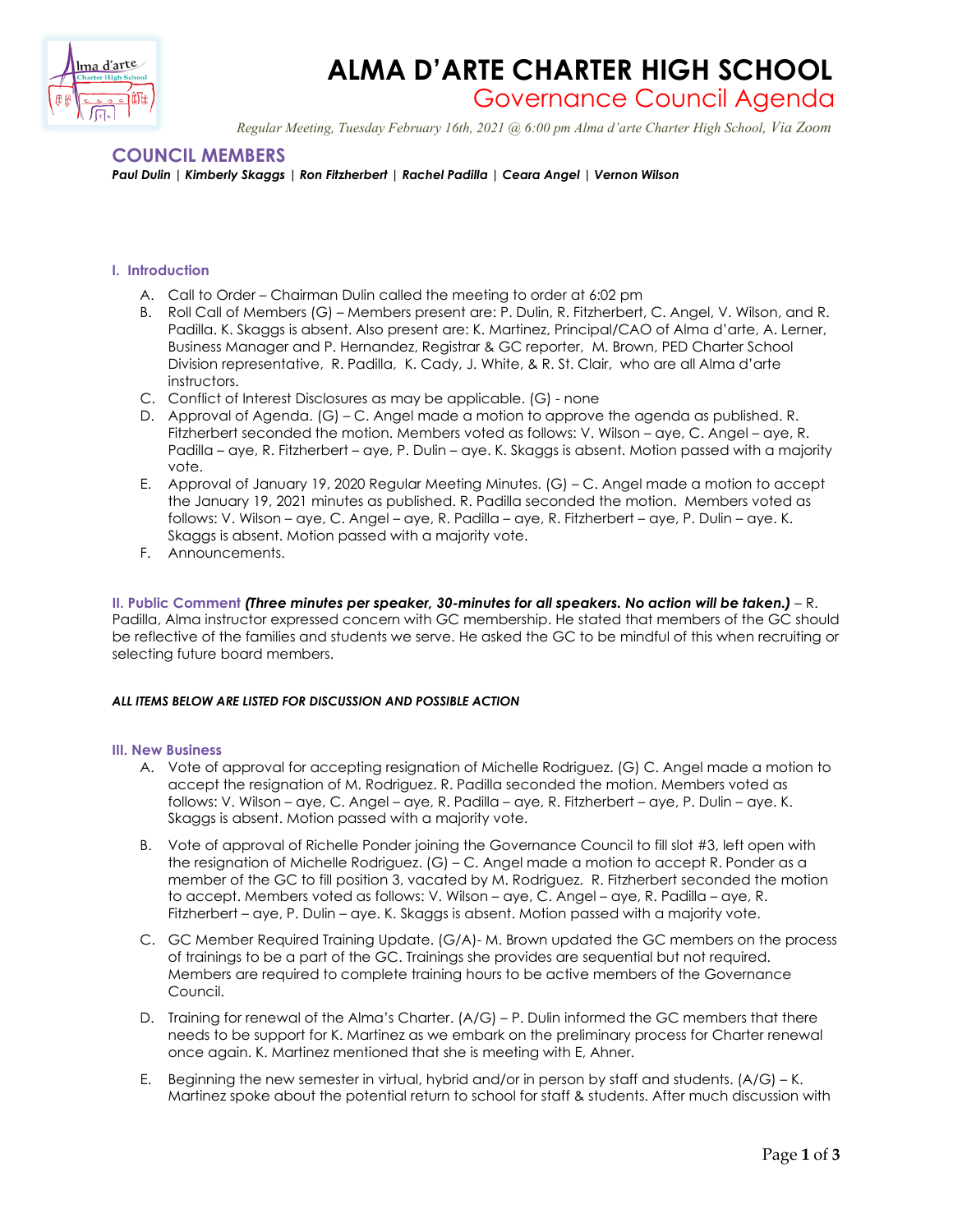# ALMA D'ARTE CHARTER HIGH SCHOOL

## Governance Council Agenda

*Regular Meeting, Tuesday February 16th, 2021 @ 6:00 pm Alma d'arte Charter High School, Via Zoom*

## COUNCIL MEMBERS

***Paul Dulin | Kimberly Skaggs | Ron Fitzherbert | Rachel Padilla | Ceara Angel | Vernon Wilson***

### I. Introduction

A. Call to Order – Chairman Dulin called the meeting to order at 6:02 pm

B. Roll Call of Members (G) – Members present are: P. Dulin, R. Fitzherbert, C. Angel, V. Wilson, and R. Padilla. K. Skaggs is absent. Also present are: K. Martinez, Principal/CAO of Alma d'arte, A. Lerner, Business Manager and P. Hernandez, Registrar & GC reporter, M. Brown, PED Charter School Division representative, R. Padilla, K. Cady, J. White, & R. St. Clair, who are all Alma d'arte instructors.

C. Conflict of Interest Disclosures as may be applicable. (G) - none

D. Approval of Agenda. (G) – C. Angel made a motion to approve the agenda as published. R. Fitzherbert seconded the motion. Members voted as follows: V. Wilson – aye, C. Angel – aye, R. Padilla – aye, R. Fitzherbert – aye, P. Dulin – aye. K. Skaggs is absent. Motion passed with a majority vote.

E. Approval of January 19, 2020 Regular Meeting Minutes. (G) – C. Angel made a motion to accept the January 19, 2021 minutes as published. R. Padilla seconded the motion. Members voted as follows: V. Wilson – aye, C. Angel – aye, R. Padilla – aye, R. Fitzherbert – aye, P. Dulin – aye. K. Skaggs is absent. Motion passed with a majority vote.

F. Announcements.

**II. Public Comment** ***(Three minutes per speaker, 30-minutes for all speakers. No action will be taken.)*** – R. Padilla, Alma instructor expressed concern with GC membership. He stated that members of the GC should be reflective of the families and students we serve. He asked the GC to be mindful of this when recruiting or selecting future board members.

***ALL ITEMS BELOW ARE LISTED FOR DISCUSSION AND POSSIBLE ACTION***

### III. New Business

A. Vote of approval for accepting resignation of Michelle Rodriguez. (G) C. Angel made a motion to accept the resignation of M. Rodriguez. R. Padilla seconded the motion. Members voted as follows: V. Wilson – aye, C. Angel – aye, R. Padilla – aye, R. Fitzherbert – aye, P. Dulin – aye. K. Skaggs is absent. Motion passed with a majority vote.

B. Vote of approval of Richelle Ponder joining the Governance Council to fill slot #3, left open with the resignation of Michelle Rodriguez. (G) – C. Angel made a motion to accept R. Ponder as a member of the GC to fill position 3, vacated by M. Rodriguez. R. Fitzherbert seconded the motion to accept. Members voted as follows: V. Wilson – aye, C. Angel – aye, R. Padilla – aye, R. Fitzherbert – aye, P. Dulin – aye. K. Skaggs is absent. Motion passed with a majority vote.

C. GC Member Required Training Update. (G/A)- M. Brown updated the GC members on the process of trainings to be a part of the GC. Trainings she provides are sequential but not required. Members are required to complete training hours to be active members of the Governance Council.

D. Training for renewal of the Alma's Charter. (A/G) – P. Dulin informed the GC members that there needs to be support for K. Martinez as we embark on the preliminary process for Charter renewal once again. K. Martinez mentioned that she is meeting with E, Ahner.

E. Beginning the new semester in virtual, hybrid and/or in person by staff and students. (A/G) – K. Martinez spoke about the potential return to school for staff & students. After much discussion with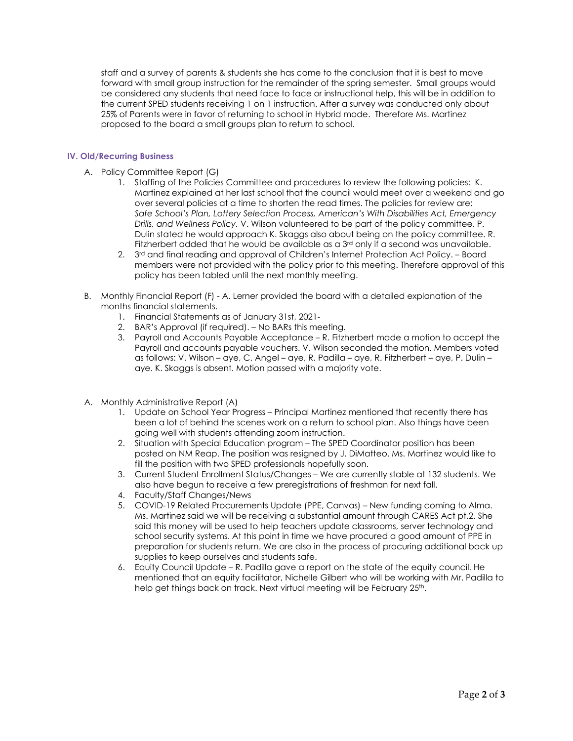staff and a survey of parents & students she has come to the conclusion that it is best to move forward with small group instruction for the remainder of the spring semester. Small groups would be considered any students that need face to face or instructional help, this will be in addition to the current SPED students receiving 1 on 1 instruction. After a survey was conducted only about 25% of Parents were in favor of returning to school in Hybrid mode. Therefore Ms. Martinez proposed to the board a small groups plan to return to school.

### IV. Old/Recurring Business

A. Policy Committee Report (G)
   1. Staffing of the Policies Committee and procedures to review the following policies: K. Martinez explained at her last school that the council would meet over a weekend and go over several policies at a time to shorten the read times. The policies for review are: *Safe School's Plan, Lottery Selection Process, American's With Disabilities Act, Emergency Drills, and Wellness Policy.* V. Wilson volunteered to be part of the policy committee. P. Dulin stated he would approach K. Skaggs also about being on the policy committee. R. Fitzherbert added that he would be available as a 3rd only if a second was unavailable.
   2. 3rd and final reading and approval of Children's Internet Protection Act Policy. – Board members were not provided with the policy prior to this meeting. Therefore approval of this policy has been tabled until the next monthly meeting.

B. Monthly Financial Report (F) - A. Lerner provided the board with a detailed explanation of the months financial statements.
   1. Financial Statements as of January 31st, 2021-
   2. BAR's Approval (if required). – No BARs this meeting.
   3. Payroll and Accounts Payable Acceptance – R. Fitzherbert made a motion to accept the Payroll and accounts payable vouchers. V. Wilson seconded the motion. Members voted as follows: V. Wilson – aye, C. Angel – aye, R. Padilla – aye, R. Fitzherbert – aye, P. Dulin – aye. K. Skaggs is absent. Motion passed with a majority vote.

A. Monthly Administrative Report (A)
   1. Update on School Year Progress – Principal Martinez mentioned that recently there has been a lot of behind the scenes work on a return to school plan. Also things have been going well with students attending zoom instruction.
   2. Situation with Special Education program – The SPED Coordinator position has been posted on NM Reap. The position was resigned by J. DiMatteo. Ms. Martinez would like to fill the position with two SPED professionals hopefully soon.
   3. Current Student Enrollment Status/Changes – We are currently stable at 132 students. We also have begun to receive a few preregistrations of freshman for next fall.
   4. Faculty/Staff Changes/News
   5. COVID-19 Related Procurements Update (PPE, Canvas) – New funding coming to Alma. Ms. Martinez said we will be receiving a substantial amount through CARES Act pt.2. She said this money will be used to help teachers update classrooms, server technology and school security systems. At this point in time we have procured a good amount of PPE in preparation for students return. We are also in the process of procuring additional back up supplies to keep ourselves and students safe.
   6. Equity Council Update – R. Padilla gave a report on the state of the equity council. He mentioned that an equity facilitator, Nichelle Gilbert who will be working with Mr. Padilla to help get things back on track. Next virtual meeting will be February 25th.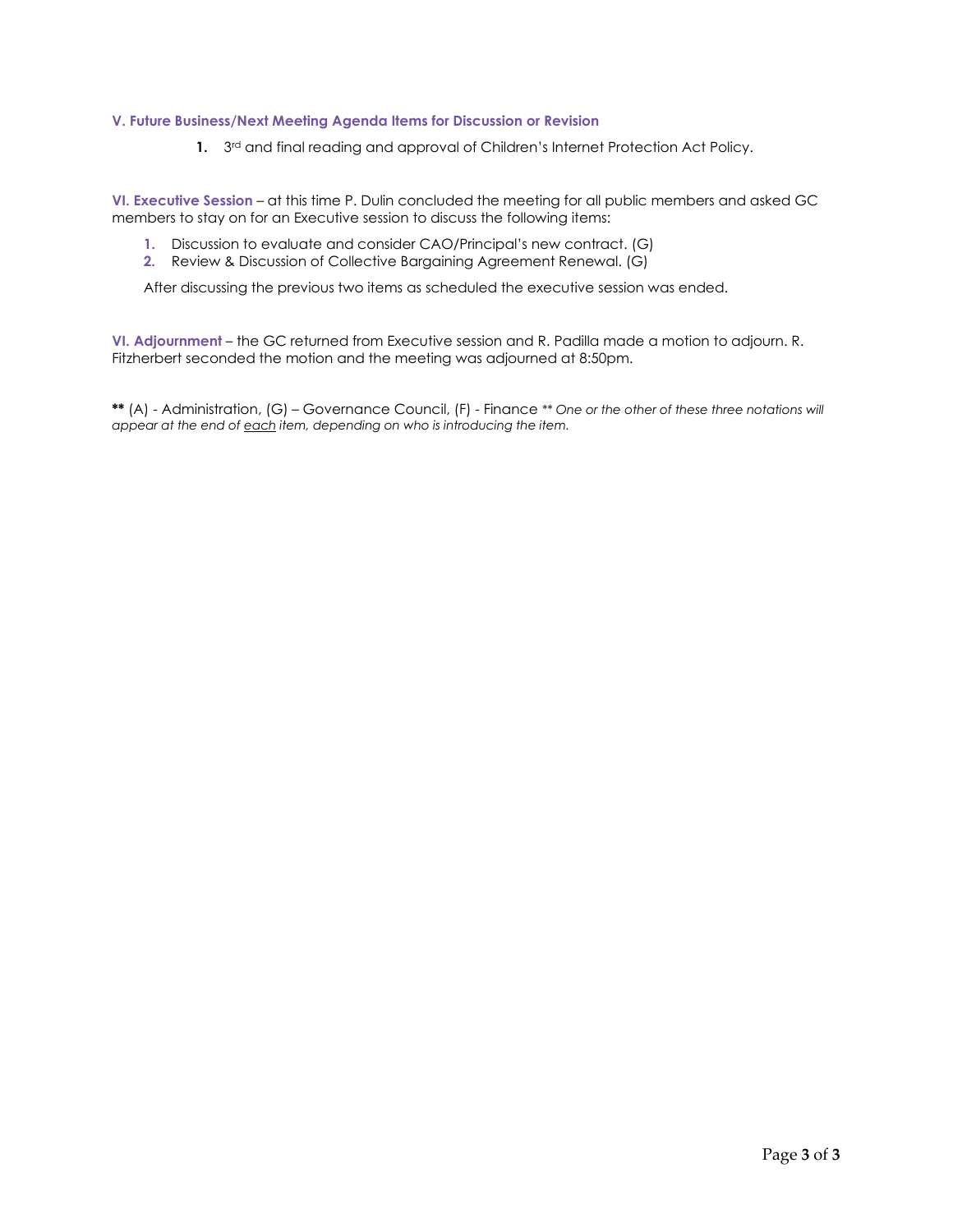### V. Future Business/Next Meeting Agenda Items for Discussion or Revision

1. 3rd and final reading and approval of Children's Internet Protection Act Policy.

**VI. Executive Session** – at this time P. Dulin concluded the meeting for all public members and asked GC members to stay on for an Executive session to discuss the following items:

1. Discussion to evaluate and consider CAO/Principal's new contract. (G)
2. Review & Discussion of Collective Bargaining Agreement Renewal. (G)

After discussing the previous two items as scheduled the executive session was ended.

**VI. Adjournment** – the GC returned from Executive session and R. Padilla made a motion to adjourn. R. Fitzherbert seconded the motion and the meeting was adjourned at 8:50pm.

**\*\*** (A) - Administration, (G) – Governance Council, (F) - Finance *\*\* One or the other of these three notations will appear at the end of <u>each</u> item, depending on who is introducing the item.*